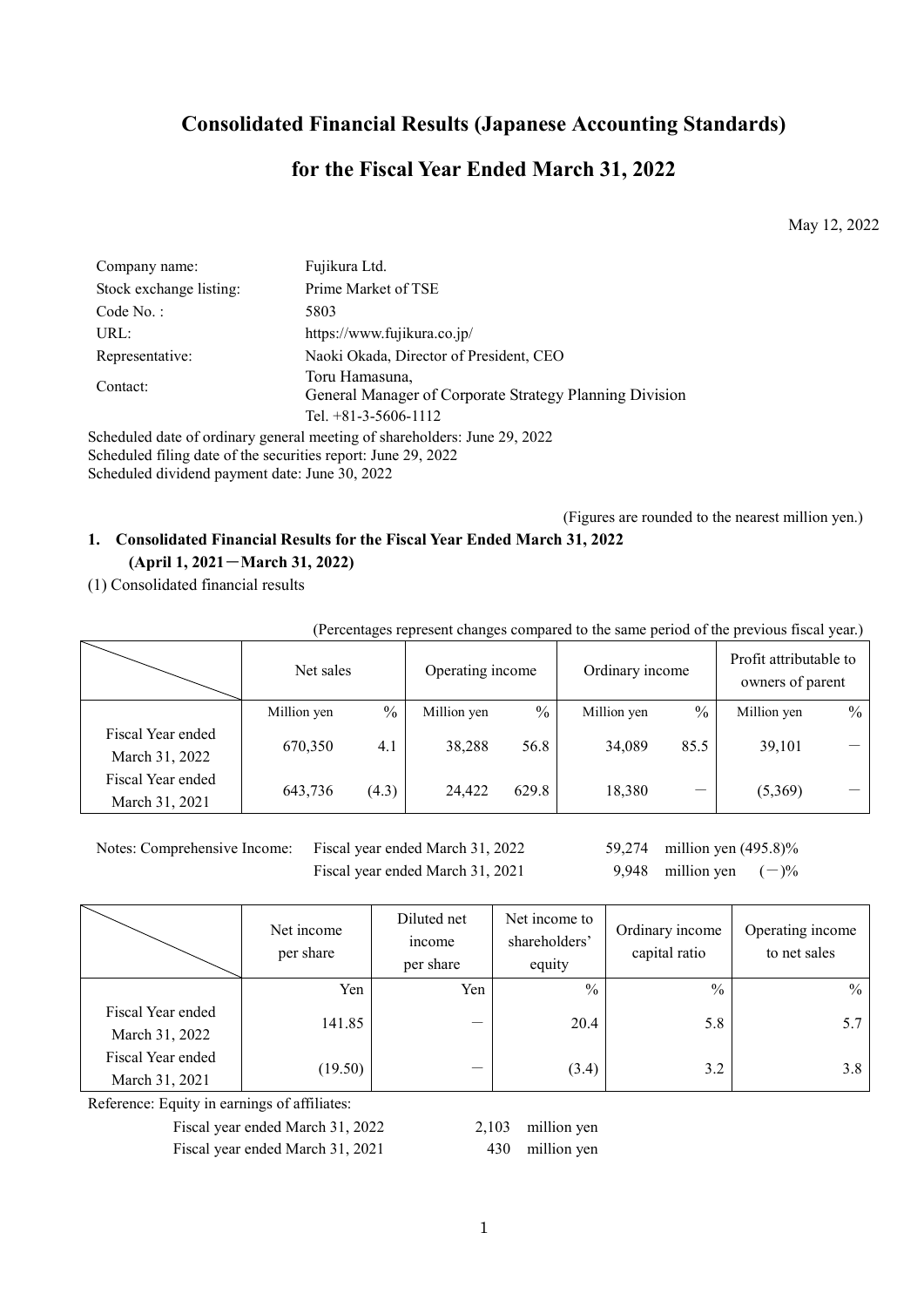# Consolidated Financial Results (Japanese Accounting Standards)

# for the Fiscal Year Ended March 31, 2022

May 12, 2022

| | |
|---|---|
| Company name: | Fujikura Ltd. |
| Stock exchange listing: | Prime Market of TSE |
| Code No. : | 5803 |
| URL: | https://www.fujikura.co.jp/ |
| Representative: | Naoki Okada, Director of President, CEO |
| Contact: | Toru Hamasuna, General Manager of Corporate Strategy Planning Division |
| | Tel. +81-3-5606-1112 |

Scheduled date of ordinary general meeting of shareholders: June 29, 2022
Scheduled filing date of the securities report: June 29, 2022
Scheduled dividend payment date: June 30, 2022

(Figures are rounded to the nearest million yen.)

## 1. Consolidated Financial Results for the Fiscal Year Ended March 31, 2022 (April 1, 2021－March 31, 2022)

(1) Consolidated financial results

(Percentages represent changes compared to the same period of the previous fiscal year.)

| | Net sales | | Operating income | | Ordinary income | | Profit attributable to owners of parent | |
|---|---|---|---|---|---|---|---|---|
| | Million yen | % | Million yen | % | Million yen | % | Million yen | % |
| Fiscal Year ended March 31, 2022 | 670,350 | 4.1 | 38,288 | 56.8 | 34,089 | 85.5 | 39,101 | － |
| Fiscal Year ended March 31, 2021 | 643,736 | (4.3) | 24,422 | 629.8 | 18,380 | － | (5,369) | － |

Notes: Comprehensive Income: Fiscal year ended March 31, 2022 59,274 million yen (495.8)%
Fiscal year ended March 31, 2021 9,948 million yen (－)%

| | Net income per share | Diluted net income per share | Net income to shareholders' equity | Ordinary income capital ratio | Operating income to net sales |
|---|---|---|---|---|---|
| | Yen | Yen | % | % | % |
| Fiscal Year ended March 31, 2022 | 141.85 | － | 20.4 | 5.8 | 5.7 |
| Fiscal Year ended March 31, 2021 | (19.50) | － | (3.4) | 3.2 | 3.8 |

Reference: Equity in earnings of affiliates:
Fiscal year ended March 31, 2022 2,103 million yen
Fiscal year ended March 31, 2021 430 million yen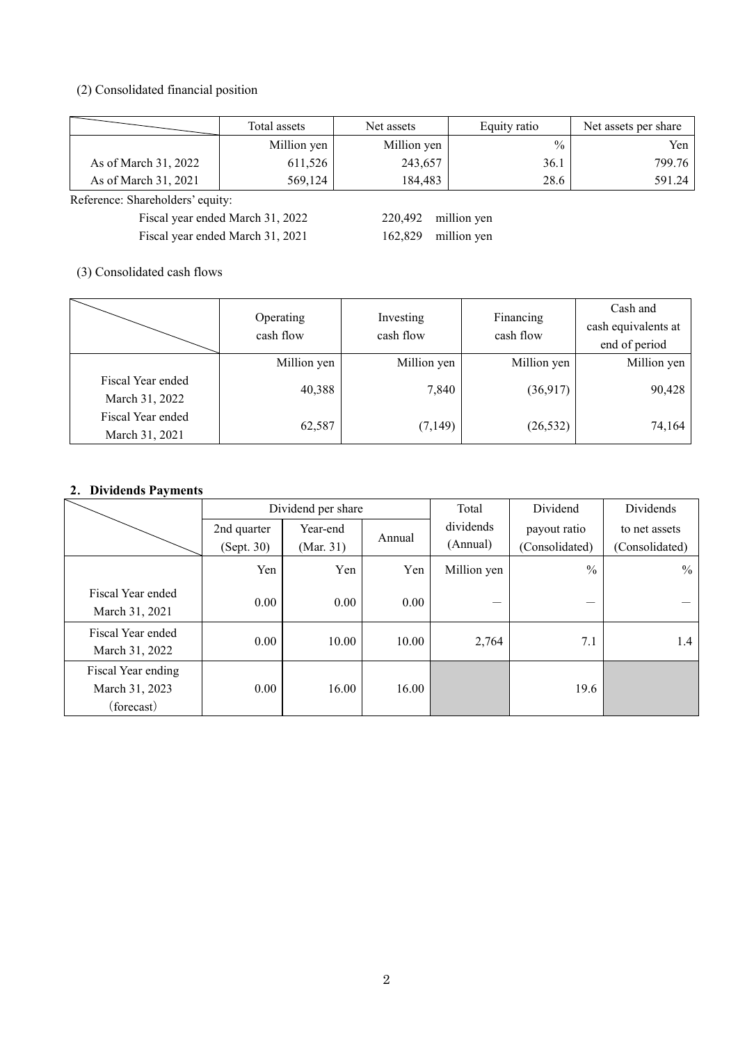(2) Consolidated financial position

| | Total assets | Net assets | Equity ratio | Net assets per share |
|---|---|---|---|---|
| | Million yen | Million yen | % | Yen |
| As of March 31, 2022 | 611,526 | 243,657 | 36.1 | 799.76 |
| As of March 31, 2021 | 569,124 | 184,483 | 28.6 | 591.24 |

Reference: Shareholders' equity:

Fiscal year ended March 31, 2022 220,492 million yen

Fiscal year ended March 31, 2021 162,829 million yen

(3) Consolidated cash flows

| | Operating cash flow | Investing cash flow | Financing cash flow | Cash and cash equivalents at end of period |
|---|---|---|---|---|
| | Million yen | Million yen | Million yen | Million yen |
| Fiscal Year ended March 31, 2022 | 40,388 | 7,840 | (36,917) | 90,428 |
| Fiscal Year ended March 31, 2021 | 62,587 | (7,149) | (26,532) | 74,164 |

## 2. Dividends Payments

| | Dividend per share | | | Total dividends (Annual) | Dividend payout ratio (Consolidated) | Dividends to net assets (Consolidated) |
|---|---|---|---|---|---|---|
| | 2nd quarter (Sept. 30) | Year-end (Mar. 31) | Annual | | | |
| | Yen | Yen | Yen | Million yen | % | % |
| Fiscal Year ended March 31, 2021 | 0.00 | 0.00 | 0.00 | — | — | — |
| Fiscal Year ended March 31, 2022 | 0.00 | 10.00 | 10.00 | 2,764 | 7.1 | 1.4 |
| Fiscal Year ending March 31, 2023 (forecast) | 0.00 | 16.00 | 16.00 | | 19.6 | |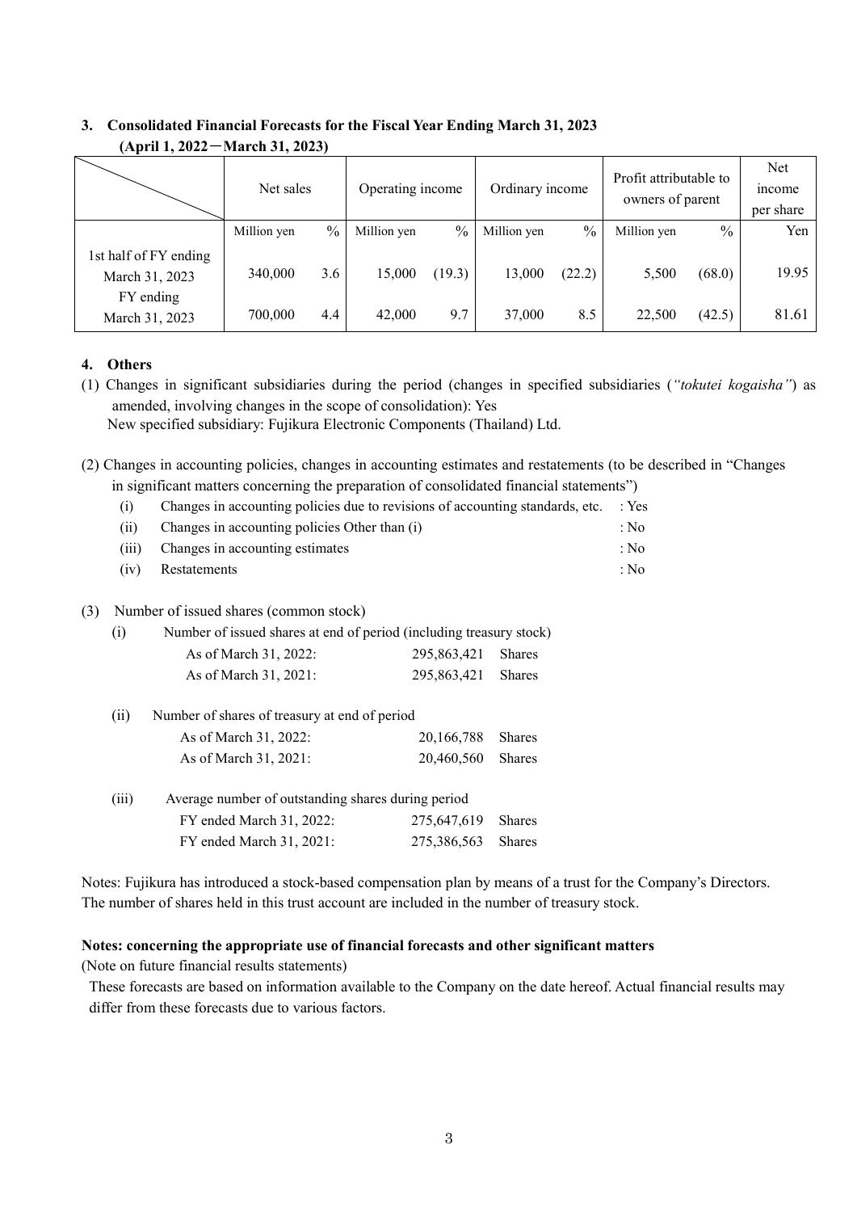## 3. Consolidated Financial Forecasts for the Fiscal Year Ending March 31, 2023 (April 1, 2022－March 31, 2023)

| | Net sales | | Operating income | | Ordinary income | | Profit attributable to owners of parent | | Net income per share |
|---|---|---|---|---|---|---|---|---|---|
| | Million yen | % | Million yen | % | Million yen | % | Million yen | % | Yen |
| 1st half of FY ending March 31, 2023 | 340,000 | 3.6 | 15,000 | (19.3) | 13,000 | (22.2) | 5,500 | (68.0) | 19.95 |
| FY ending March 31, 2023 | 700,000 | 4.4 | 42,000 | 9.7 | 37,000 | 8.5 | 22,500 | (42.5) | 81.61 |

## 4. Others

(1) Changes in significant subsidiaries during the period (changes in specified subsidiaries (*"tokutei kogaisha"*) as amended, involving changes in the scope of consolidation): Yes
New specified subsidiary: Fujikura Electronic Components (Thailand) Ltd.

(2) Changes in accounting policies, changes in accounting estimates and restatements (to be described in "Changes in significant matters concerning the preparation of consolidated financial statements")

(i) Changes in accounting policies due to revisions of accounting standards, etc. : Yes
(ii) Changes in accounting policies Other than (i) : No
(iii) Changes in accounting estimates : No
(iv) Restatements : No

(3) Number of issued shares (common stock)

(i) Number of issued shares at end of period (including treasury stock)

| | | |
|---|---|---|
| As of March 31, 2022: | 295,863,421 | Shares |
| As of March 31, 2021: | 295,863,421 | Shares |

(ii) Number of shares of treasury at end of period

| | | |
|---|---|---|
| As of March 31, 2022: | 20,166,788 | Shares |
| As of March 31, 2021: | 20,460,560 | Shares |

(iii) Average number of outstanding shares during period

| | | |
|---|---|---|
| FY ended March 31, 2022: | 275,647,619 | Shares |
| FY ended March 31, 2021: | 275,386,563 | Shares |

Notes: Fujikura has introduced a stock-based compensation plan by means of a trust for the Company's Directors. The number of shares held in this trust account are included in the number of treasury stock.

**Notes: concerning the appropriate use of financial forecasts and other significant matters**

(Note on future financial results statements)

These forecasts are based on information available to the Company on the date hereof. Actual financial results may differ from these forecasts due to various factors.